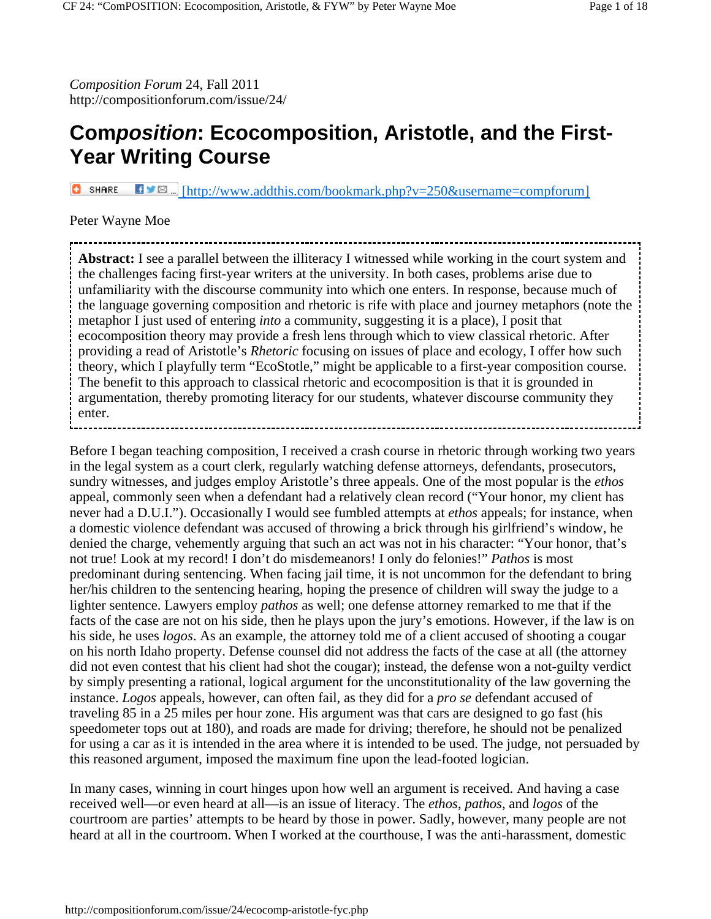*Composition Forum* 24, Fall 2011
http://compositionforum.com/issue/24/

# Com*position*: Ecocomposition, Aristotle, and the First-Year Writing Course

[http://www.addthis.com/bookmark.php?v=250&username=compforum]

Peter Wayne Moe

**Abstract:** I see a parallel between the illiteracy I witnessed while working in the court system and the challenges facing first-year writers at the university. In both cases, problems arise due to unfamiliarity with the discourse community into which one enters. In response, because much of the language governing composition and rhetoric is rife with place and journey metaphors (note the metaphor I just used of entering *into* a community, suggesting it is a place), I posit that ecocomposition theory may provide a fresh lens through which to view classical rhetoric. After providing a read of Aristotle's *Rhetoric* focusing on issues of place and ecology, I offer how such theory, which I playfully term "EcoStotle," might be applicable to a first-year composition course. The benefit to this approach to classical rhetoric and ecocomposition is that it is grounded in argumentation, thereby promoting literacy for our students, whatever discourse community they enter.

Before I began teaching composition, I received a crash course in rhetoric through working two years in the legal system as a court clerk, regularly watching defense attorneys, defendants, prosecutors, sundry witnesses, and judges employ Aristotle's three appeals. One of the most popular is the *ethos* appeal, commonly seen when a defendant had a relatively clean record ("Your honor, my client has never had a D.U.I."). Occasionally I would see fumbled attempts at *ethos* appeals; for instance, when a domestic violence defendant was accused of throwing a brick through his girlfriend's window, he denied the charge, vehemently arguing that such an act was not in his character: "Your honor, that's not true! Look at my record! I don't do misdemeanors! I only do felonies!" *Pathos* is most predominant during sentencing. When facing jail time, it is not uncommon for the defendant to bring her/his children to the sentencing hearing, hoping the presence of children will sway the judge to a lighter sentence. Lawyers employ *pathos* as well; one defense attorney remarked to me that if the facts of the case are not on his side, then he plays upon the jury's emotions. However, if the law is on his side, he uses *logos*. As an example, the attorney told me of a client accused of shooting a cougar on his north Idaho property. Defense counsel did not address the facts of the case at all (the attorney did not even contest that his client had shot the cougar); instead, the defense won a not-guilty verdict by simply presenting a rational, logical argument for the unconstitutionality of the law governing the instance. *Logos* appeals, however, can often fail, as they did for a *pro se* defendant accused of traveling 85 in a 25 miles per hour zone. His argument was that cars are designed to go fast (his speedometer tops out at 180), and roads are made for driving; therefore, he should not be penalized for using a car as it is intended in the area where it is intended to be used. The judge, not persuaded by this reasoned argument, imposed the maximum fine upon the lead-footed logician.

In many cases, winning in court hinges upon how well an argument is received. And having a case received well—or even heard at all—is an issue of literacy. The *ethos*, *pathos*, and *logos* of the courtroom are parties' attempts to be heard by those in power. Sadly, however, many people are not heard at all in the courtroom. When I worked at the courthouse, I was the anti-harassment, domestic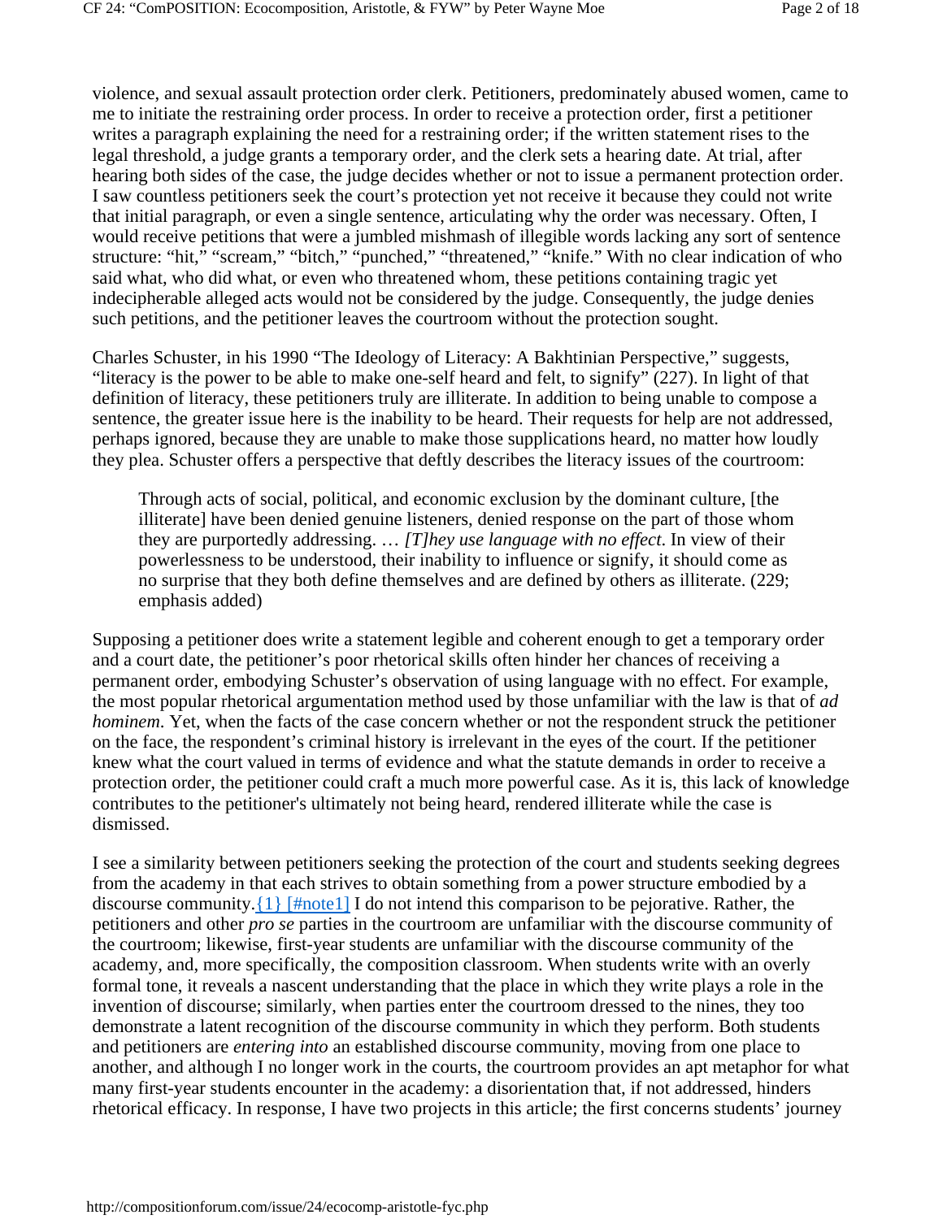violence, and sexual assault protection order clerk. Petitioners, predominately abused women, came to me to initiate the restraining order process. In order to receive a protection order, first a petitioner writes a paragraph explaining the need for a restraining order; if the written statement rises to the legal threshold, a judge grants a temporary order, and the clerk sets a hearing date. At trial, after hearing both sides of the case, the judge decides whether or not to issue a permanent protection order. I saw countless petitioners seek the court's protection yet not receive it because they could not write that initial paragraph, or even a single sentence, articulating why the order was necessary. Often, I would receive petitions that were a jumbled mishmash of illegible words lacking any sort of sentence structure: "hit," "scream," "bitch," "punched," "threatened," "knife." With no clear indication of who said what, who did what, or even who threatened whom, these petitions containing tragic yet indecipherable alleged acts would not be considered by the judge. Consequently, the judge denies such petitions, and the petitioner leaves the courtroom without the protection sought.

Charles Schuster, in his 1990 "The Ideology of Literacy: A Bakhtinian Perspective," suggests, "literacy is the power to be able to make one-self heard and felt, to signify" (227). In light of that definition of literacy, these petitioners truly are illiterate. In addition to being unable to compose a sentence, the greater issue here is the inability to be heard. Their requests for help are not addressed, perhaps ignored, because they are unable to make those supplications heard, no matter how loudly they plea. Schuster offers a perspective that deftly describes the literacy issues of the courtroom:

> Through acts of social, political, and economic exclusion by the dominant culture, [the illiterate] have been denied genuine listeners, denied response on the part of those whom they are purportedly addressing. … *[T]hey use language with no effect*. In view of their powerlessness to be understood, their inability to influence or signify, it should come as no surprise that they both define themselves and are defined by others as illiterate. (229; emphasis added)

Supposing a petitioner does write a statement legible and coherent enough to get a temporary order and a court date, the petitioner's poor rhetorical skills often hinder her chances of receiving a permanent order, embodying Schuster's observation of using language with no effect. For example, the most popular rhetorical argumentation method used by those unfamiliar with the law is that of *ad hominem*. Yet, when the facts of the case concern whether or not the respondent struck the petitioner on the face, the respondent's criminal history is irrelevant in the eyes of the court. If the petitioner knew what the court valued in terms of evidence and what the statute demands in order to receive a protection order, the petitioner could craft a much more powerful case. As it is, this lack of knowledge contributes to the petitioner's ultimately not being heard, rendered illiterate while the case is dismissed.

I see a similarity between petitioners seeking the protection of the court and students seeking degrees from the academy in that each strives to obtain something from a power structure embodied by a discourse community.{1} [#note1] I do not intend this comparison to be pejorative. Rather, the petitioners and other *pro se* parties in the courtroom are unfamiliar with the discourse community of the courtroom; likewise, first-year students are unfamiliar with the discourse community of the academy, and, more specifically, the composition classroom. When students write with an overly formal tone, it reveals a nascent understanding that the place in which they write plays a role in the invention of discourse; similarly, when parties enter the courtroom dressed to the nines, they too demonstrate a latent recognition of the discourse community in which they perform. Both students and petitioners are *entering into* an established discourse community, moving from one place to another, and although I no longer work in the courts, the courtroom provides an apt metaphor for what many first-year students encounter in the academy: a disorientation that, if not addressed, hinders rhetorical efficacy. In response, I have two projects in this article; the first concerns students' journey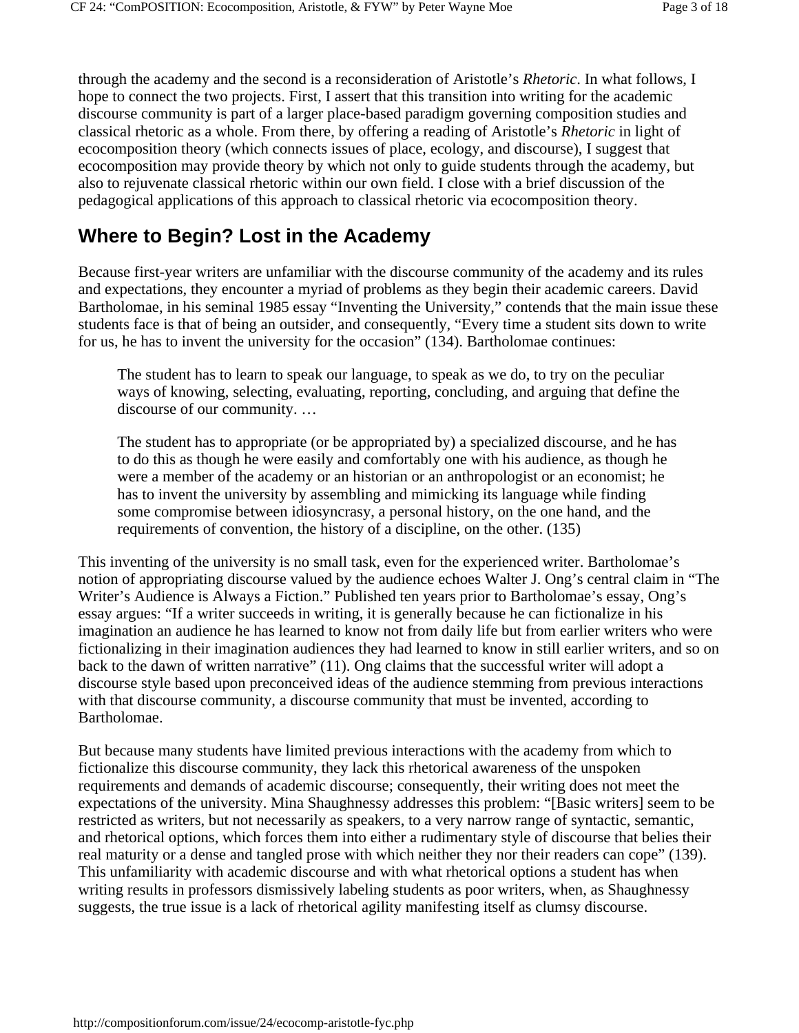through the academy and the second is a reconsideration of Aristotle's *Rhetoric*. In what follows, I hope to connect the two projects. First, I assert that this transition into writing for the academic discourse community is part of a larger place-based paradigm governing composition studies and classical rhetoric as a whole. From there, by offering a reading of Aristotle's *Rhetoric* in light of ecocomposition theory (which connects issues of place, ecology, and discourse), I suggest that ecocomposition may provide theory by which not only to guide students through the academy, but also to rejuvenate classical rhetoric within our own field. I close with a brief discussion of the pedagogical applications of this approach to classical rhetoric via ecocomposition theory.

## Where to Begin? Lost in the Academy

Because first-year writers are unfamiliar with the discourse community of the academy and its rules and expectations, they encounter a myriad of problems as they begin their academic careers. David Bartholomae, in his seminal 1985 essay "Inventing the University," contends that the main issue these students face is that of being an outsider, and consequently, "Every time a student sits down to write for us, he has to invent the university for the occasion" (134). Bartholomae continues:

> The student has to learn to speak our language, to speak as we do, to try on the peculiar ways of knowing, selecting, evaluating, reporting, concluding, and arguing that define the discourse of our community. …
>
> The student has to appropriate (or be appropriated by) a specialized discourse, and he has to do this as though he were easily and comfortably one with his audience, as though he were a member of the academy or an historian or an anthropologist or an economist; he has to invent the university by assembling and mimicking its language while finding some compromise between idiosyncrasy, a personal history, on the one hand, and the requirements of convention, the history of a discipline, on the other. (135)

This inventing of the university is no small task, even for the experienced writer. Bartholomae's notion of appropriating discourse valued by the audience echoes Walter J. Ong's central claim in "The Writer's Audience is Always a Fiction." Published ten years prior to Bartholomae's essay, Ong's essay argues: "If a writer succeeds in writing, it is generally because he can fictionalize in his imagination an audience he has learned to know not from daily life but from earlier writers who were fictionalizing in their imagination audiences they had learned to know in still earlier writers, and so on back to the dawn of written narrative" (11). Ong claims that the successful writer will adopt a discourse style based upon preconceived ideas of the audience stemming from previous interactions with that discourse community, a discourse community that must be invented, according to Bartholomae.

But because many students have limited previous interactions with the academy from which to fictionalize this discourse community, they lack this rhetorical awareness of the unspoken requirements and demands of academic discourse; consequently, their writing does not meet the expectations of the university. Mina Shaughnessy addresses this problem: "[Basic writers] seem to be restricted as writers, but not necessarily as speakers, to a very narrow range of syntactic, semantic, and rhetorical options, which forces them into either a rudimentary style of discourse that belies their real maturity or a dense and tangled prose with which neither they nor their readers can cope" (139). This unfamiliarity with academic discourse and with what rhetorical options a student has when writing results in professors dismissively labeling students as poor writers, when, as Shaughnessy suggests, the true issue is a lack of rhetorical agility manifesting itself as clumsy discourse.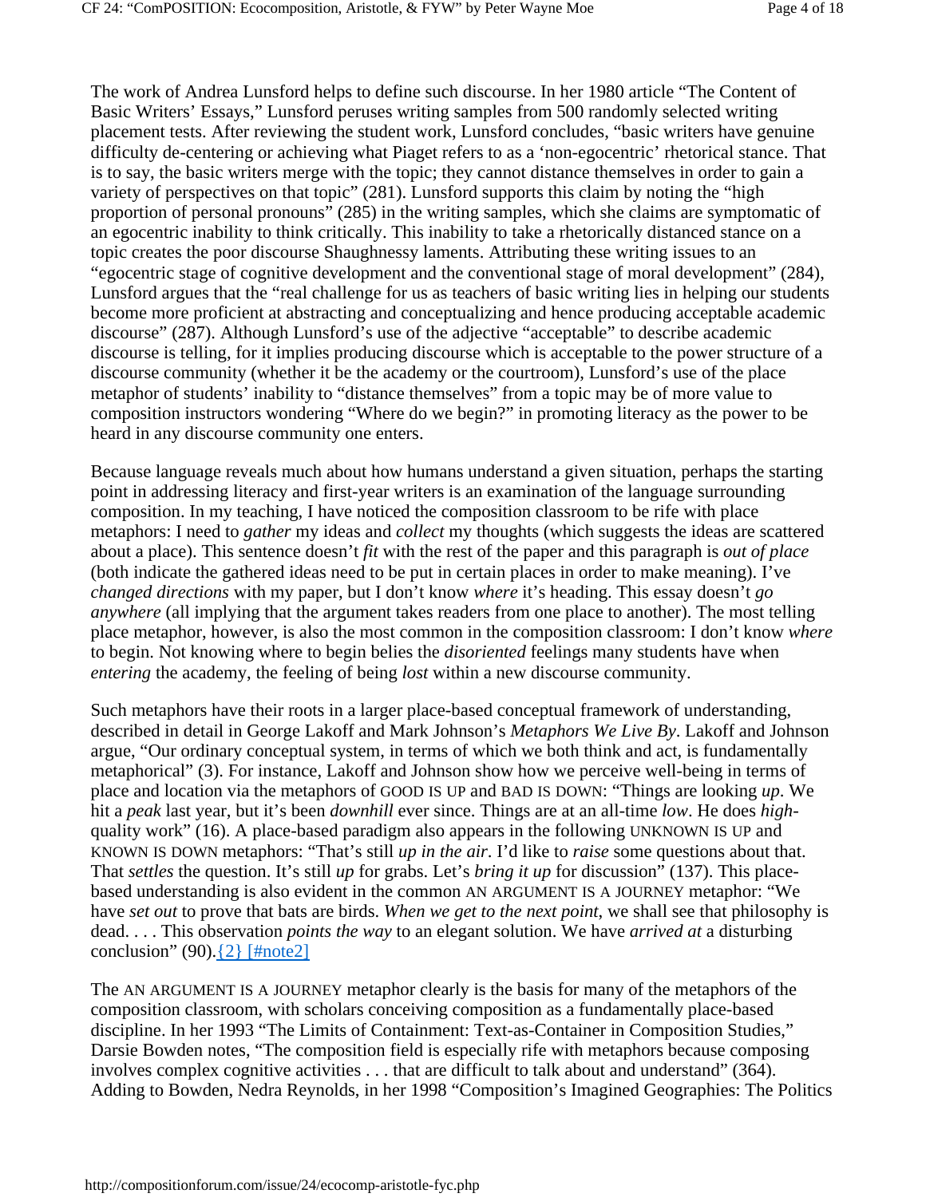The work of Andrea Lunsford helps to define such discourse. In her 1980 article “The Content of Basic Writers’ Essays,” Lunsford peruses writing samples from 500 randomly selected writing placement tests. After reviewing the student work, Lunsford concludes, “basic writers have genuine difficulty de-centering or achieving what Piaget refers to as a ‘non-egocentric’ rhetorical stance. That is to say, the basic writers merge with the topic; they cannot distance themselves in order to gain a variety of perspectives on that topic” (281). Lunsford supports this claim by noting the “high proportion of personal pronouns” (285) in the writing samples, which she claims are symptomatic of an egocentric inability to think critically. This inability to take a rhetorically distanced stance on a topic creates the poor discourse Shaughnessy laments. Attributing these writing issues to an “egocentric stage of cognitive development and the conventional stage of moral development” (284), Lunsford argues that the “real challenge for us as teachers of basic writing lies in helping our students become more proficient at abstracting and conceptualizing and hence producing acceptable academic discourse” (287). Although Lunsford’s use of the adjective “acceptable” to describe academic discourse is telling, for it implies producing discourse which is acceptable to the power structure of a discourse community (whether it be the academy or the courtroom), Lunsford’s use of the place metaphor of students’ inability to “distance themselves” from a topic may be of more value to composition instructors wondering “Where do we begin?” in promoting literacy as the power to be heard in any discourse community one enters.

Because language reveals much about how humans understand a given situation, perhaps the starting point in addressing literacy and first-year writers is an examination of the language surrounding composition. In my teaching, I have noticed the composition classroom to be rife with place metaphors: I need to *gather* my ideas and *collect* my thoughts (which suggests the ideas are scattered about a place). This sentence doesn’t *fit* with the rest of the paper and this paragraph is *out of place* (both indicate the gathered ideas need to be put in certain places in order to make meaning). I’ve *changed directions* with my paper, but I don’t know *where* it’s heading. This essay doesn’t *go anywhere* (all implying that the argument takes readers from one place to another). The most telling place metaphor, however, is also the most common in the composition classroom: I don’t know *where* to begin. Not knowing where to begin belies the *disoriented* feelings many students have when *entering* the academy, the feeling of being *lost* within a new discourse community.

Such metaphors have their roots in a larger place-based conceptual framework of understanding, described in detail in George Lakoff and Mark Johnson’s *Metaphors We Live By*. Lakoff and Johnson argue, “Our ordinary conceptual system, in terms of which we both think and act, is fundamentally metaphorical” (3). For instance, Lakoff and Johnson show how we perceive well-being in terms of place and location via the metaphors of GOOD IS UP and BAD IS DOWN: “Things are looking *up*. We hit a *peak* last year, but it’s been *downhill* ever since. Things are at an all-time *low*. He does *high*-quality work” (16). A place-based paradigm also appears in the following UNKNOWN IS UP and KNOWN IS DOWN metaphors: “That’s still *up in the air*. I’d like to *raise* some questions about that. That *settles* the question. It’s still *up* for grabs. Let’s *bring it up* for discussion” (137). This place-based understanding is also evident in the common AN ARGUMENT IS A JOURNEY metaphor: “We have *set out* to prove that bats are birds. *When we get to the next point*, we shall see that philosophy is dead. . . . This observation *points the way* to an elegant solution. We have *arrived at* a disturbing conclusion” (90).{2} [#note2]

The AN ARGUMENT IS A JOURNEY metaphor clearly is the basis for many of the metaphors of the composition classroom, with scholars conceiving composition as a fundamentally place-based discipline. In her 1993 “The Limits of Containment: Text-as-Container in Composition Studies,” Darsie Bowden notes, “The composition field is especially rife with metaphors because composing involves complex cognitive activities . . . that are difficult to talk about and understand” (364). Adding to Bowden, Nedra Reynolds, in her 1998 “Composition’s Imagined Geographies: The Politics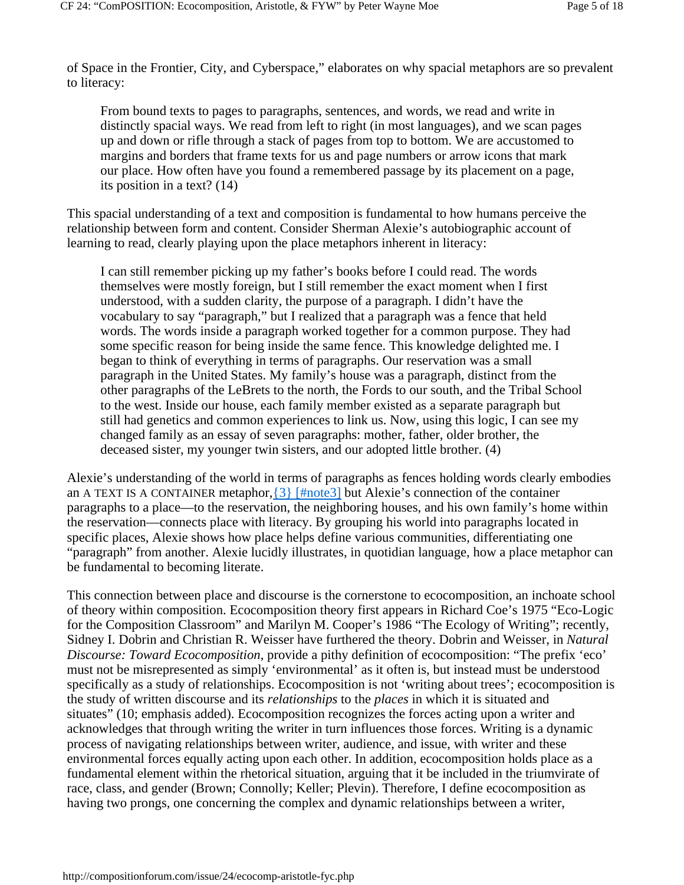of Space in the Frontier, City, and Cyberspace," elaborates on why spacial metaphors are so prevalent to literacy:

> From bound texts to pages to paragraphs, sentences, and words, we read and write in distinctly spacial ways. We read from left to right (in most languages), and we scan pages up and down or rifle through a stack of pages from top to bottom. We are accustomed to margins and borders that frame texts for us and page numbers or arrow icons that mark our place. How often have you found a remembered passage by its placement on a page, its position in a text? (14)

This spacial understanding of a text and composition is fundamental to how humans perceive the relationship between form and content. Consider Sherman Alexie's autobiographical account of learning to read, clearly playing upon the place metaphors inherent in literacy:

> I can still remember picking up my father's books before I could read. The words themselves were mostly foreign, but I still remember the exact moment when I first understood, with a sudden clarity, the purpose of a paragraph. I didn't have the vocabulary to say "paragraph," but I realized that a paragraph was a fence that held words. The words inside a paragraph worked together for a common purpose. They had some specific reason for being inside the same fence. This knowledge delighted me. I began to think of everything in terms of paragraphs. Our reservation was a small paragraph in the United States. My family's house was a paragraph, distinct from the other paragraphs of the LeBrets to the north, the Fords to our south, and the Tribal School to the west. Inside our house, each family member existed as a separate paragraph but still had genetics and common experiences to link us. Now, using this logic, I can see my changed family as an essay of seven paragraphs: mother, father, older brother, the deceased sister, my younger twin sisters, and our adopted little brother. (4)

Alexie's understanding of the world in terms of paragraphs as fences holding words clearly embodies an A TEXT IS A CONTAINER metaphor,{3} [#note3] but Alexie's connection of the container paragraphs to a place—to the reservation, the neighboring houses, and his own family's home within the reservation—connects place with literacy. By grouping his world into paragraphs located in specific places, Alexie shows how place helps define various communities, differentiating one "paragraph" from another. Alexie lucidly illustrates, in quotidian language, how a place metaphor can be fundamental to becoming literate.

This connection between place and discourse is the cornerstone to ecocomposition, an inchoate school of theory within composition. Ecocomposition theory first appears in Richard Coe's 1975 "Eco-Logic for the Composition Classroom" and Marilyn M. Cooper's 1986 "The Ecology of Writing"; recently, Sidney I. Dobrin and Christian R. Weisser have furthered the theory. Dobrin and Weisser, in *Natural Discourse: Toward Ecocomposition*, provide a pithy definition of ecocomposition: "The prefix 'eco' must not be misrepresented as simply 'environmental' as it often is, but instead must be understood specifically as a study of relationships. Ecocomposition is not 'writing about trees'; ecocomposition is the study of written discourse and its *relationships* to the *places* in which it is situated and situates" (10; emphasis added). Ecocomposition recognizes the forces acting upon a writer and acknowledges that through writing the writer in turn influences those forces. Writing is a dynamic process of navigating relationships between writer, audience, and issue, with writer and these environmental forces equally acting upon each other. In addition, ecocomposition holds place as a fundamental element within the rhetorical situation, arguing that it be included in the triumvirate of race, class, and gender (Brown; Connolly; Keller; Plevin). Therefore, I define ecocomposition as having two prongs, one concerning the complex and dynamic relationships between a writer,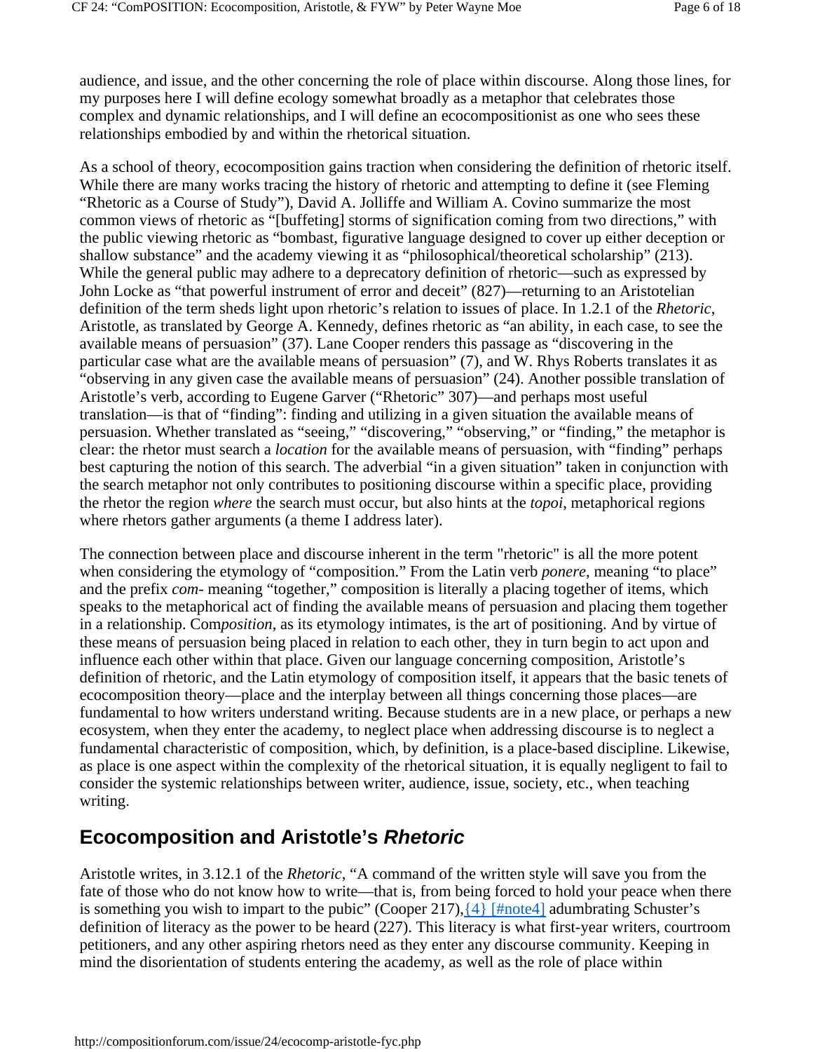audience, and issue, and the other concerning the role of place within discourse. Along those lines, for my purposes here I will define ecology somewhat broadly as a metaphor that celebrates those complex and dynamic relationships, and I will define an ecocompositionist as one who sees these relationships embodied by and within the rhetorical situation.

As a school of theory, ecocomposition gains traction when considering the definition of rhetoric itself. While there are many works tracing the history of rhetoric and attempting to define it (see Fleming "Rhetoric as a Course of Study"), David A. Jolliffe and William A. Covino summarize the most common views of rhetoric as "[buffeting] storms of signification coming from two directions," with the public viewing rhetoric as "bombast, figurative language designed to cover up either deception or shallow substance" and the academy viewing it as "philosophical/theoretical scholarship" (213). While the general public may adhere to a deprecatory definition of rhetoric—such as expressed by John Locke as "that powerful instrument of error and deceit" (827)—returning to an Aristotelian definition of the term sheds light upon rhetoric's relation to issues of place. In 1.2.1 of the *Rhetoric*, Aristotle, as translated by George A. Kennedy, defines rhetoric as "an ability, in each case, to see the available means of persuasion" (37). Lane Cooper renders this passage as "discovering in the particular case what are the available means of persuasion" (7), and W. Rhys Roberts translates it as "observing in any given case the available means of persuasion" (24). Another possible translation of Aristotle's verb, according to Eugene Garver ("Rhetoric" 307)—and perhaps most useful translation—is that of "finding": finding and utilizing in a given situation the available means of persuasion. Whether translated as "seeing," "discovering," "observing," or "finding," the metaphor is clear: the rhetor must search a *location* for the available means of persuasion, with "finding" perhaps best capturing the notion of this search. The adverbial "in a given situation" taken in conjunction with the search metaphor not only contributes to positioning discourse within a specific place, providing the rhetor the region *where* the search must occur, but also hints at the *topoi*, metaphorical regions where rhetors gather arguments (a theme I address later).

The connection between place and discourse inherent in the term "rhetoric" is all the more potent when considering the etymology of "composition." From the Latin verb *ponere*, meaning "to place" and the prefix *com-* meaning "together," composition is literally a placing together of items, which speaks to the metaphorical act of finding the available means of persuasion and placing them together in a relationship. Com*position*, as its etymology intimates, is the art of positioning. And by virtue of these means of persuasion being placed in relation to each other, they in turn begin to act upon and influence each other within that place. Given our language concerning composition, Aristotle's definition of rhetoric, and the Latin etymology of composition itself, it appears that the basic tenets of ecocomposition theory—place and the interplay between all things concerning those places—are fundamental to how writers understand writing. Because students are in a new place, or perhaps a new ecosystem, when they enter the academy, to neglect place when addressing discourse is to neglect a fundamental characteristic of composition, which, by definition, is a place-based discipline. Likewise, as place is one aspect within the complexity of the rhetorical situation, it is equally negligent to fail to consider the systemic relationships between writer, audience, issue, society, etc., when teaching writing.

## Ecocomposition and Aristotle's *Rhetoric*

Aristotle writes, in 3.12.1 of the *Rhetoric*, "A command of the written style will save you from the fate of those who do not know how to write—that is, from being forced to hold your peace when there is something you wish to impart to the pubic" (Cooper 217),{4} [#note4] adumbrating Schuster's definition of literacy as the power to be heard (227). This literacy is what first-year writers, courtroom petitioners, and any other aspiring rhetors need as they enter any discourse community. Keeping in mind the disorientation of students entering the academy, as well as the role of place within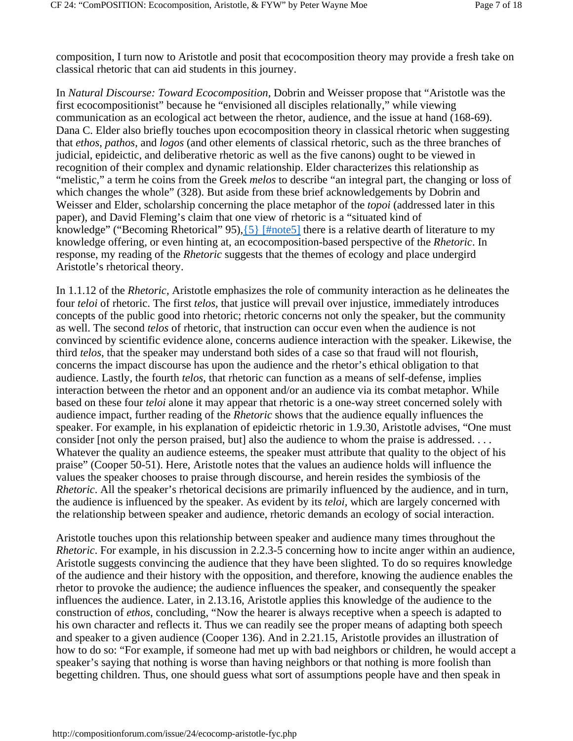composition, I turn now to Aristotle and posit that ecocomposition theory may provide a fresh take on classical rhetoric that can aid students in this journey.

In *Natural Discourse: Toward Ecocomposition*, Dobrin and Weisser propose that "Aristotle was the first ecocompositionist" because he "envisioned all disciples relationally," while viewing communication as an ecological act between the rhetor, audience, and the issue at hand (168-69). Dana C. Elder also briefly touches upon ecocomposition theory in classical rhetoric when suggesting that *ethos*, *pathos*, and *logos* (and other elements of classical rhetoric, such as the three branches of judicial, epideictic, and deliberative rhetoric as well as the five canons) ought to be viewed in recognition of their complex and dynamic relationship. Elder characterizes this relationship as "melistic," a term he coins from the Greek *melos* to describe "an integral part, the changing or loss of which changes the whole" (328). But aside from these brief acknowledgements by Dobrin and Weisser and Elder, scholarship concerning the place metaphor of the *topoi* (addressed later in this paper), and David Fleming's claim that one view of rhetoric is a "situated kind of knowledge" ("Becoming Rhetorical" 95),{5} [#note5] there is a relative dearth of literature to my knowledge offering, or even hinting at, an ecocomposition-based perspective of the *Rhetoric*. In response, my reading of the *Rhetoric* suggests that the themes of ecology and place undergird Aristotle's rhetorical theory.

In 1.1.12 of the *Rhetoric*, Aristotle emphasizes the role of community interaction as he delineates the four *teloi* of rhetoric. The first *telos*, that justice will prevail over injustice, immediately introduces concepts of the public good into rhetoric; rhetoric concerns not only the speaker, but the community as well. The second *telos* of rhetoric, that instruction can occur even when the audience is not convinced by scientific evidence alone, concerns audience interaction with the speaker. Likewise, the third *telos*, that the speaker may understand both sides of a case so that fraud will not flourish, concerns the impact discourse has upon the audience and the rhetor's ethical obligation to that audience. Lastly, the fourth *telos*, that rhetoric can function as a means of self-defense, implies interaction between the rhetor and an opponent and/or an audience via its combat metaphor. While based on these four *teloi* alone it may appear that rhetoric is a one-way street concerned solely with audience impact, further reading of the *Rhetoric* shows that the audience equally influences the speaker. For example, in his explanation of epideictic rhetoric in 1.9.30, Aristotle advises, "One must consider [not only the person praised, but] also the audience to whom the praise is addressed. . . . Whatever the quality an audience esteems, the speaker must attribute that quality to the object of his praise" (Cooper 50-51). Here, Aristotle notes that the values an audience holds will influence the values the speaker chooses to praise through discourse, and herein resides the symbiosis of the *Rhetoric*. All the speaker's rhetorical decisions are primarily influenced by the audience, and in turn, the audience is influenced by the speaker. As evident by its *teloi*, which are largely concerned with the relationship between speaker and audience, rhetoric demands an ecology of social interaction.

Aristotle touches upon this relationship between speaker and audience many times throughout the *Rhetoric*. For example, in his discussion in 2.2.3-5 concerning how to incite anger within an audience, Aristotle suggests convincing the audience that they have been slighted. To do so requires knowledge of the audience and their history with the opposition, and therefore, knowing the audience enables the rhetor to provoke the audience; the audience influences the speaker, and consequently the speaker influences the audience. Later, in 2.13.16, Aristotle applies this knowledge of the audience to the construction of *ethos*, concluding, "Now the hearer is always receptive when a speech is adapted to his own character and reflects it. Thus we can readily see the proper means of adapting both speech and speaker to a given audience (Cooper 136). And in 2.21.15, Aristotle provides an illustration of how to do so: "For example, if someone had met up with bad neighbors or children, he would accept a speaker's saying that nothing is worse than having neighbors or that nothing is more foolish than begetting children. Thus, one should guess what sort of assumptions people have and then speak in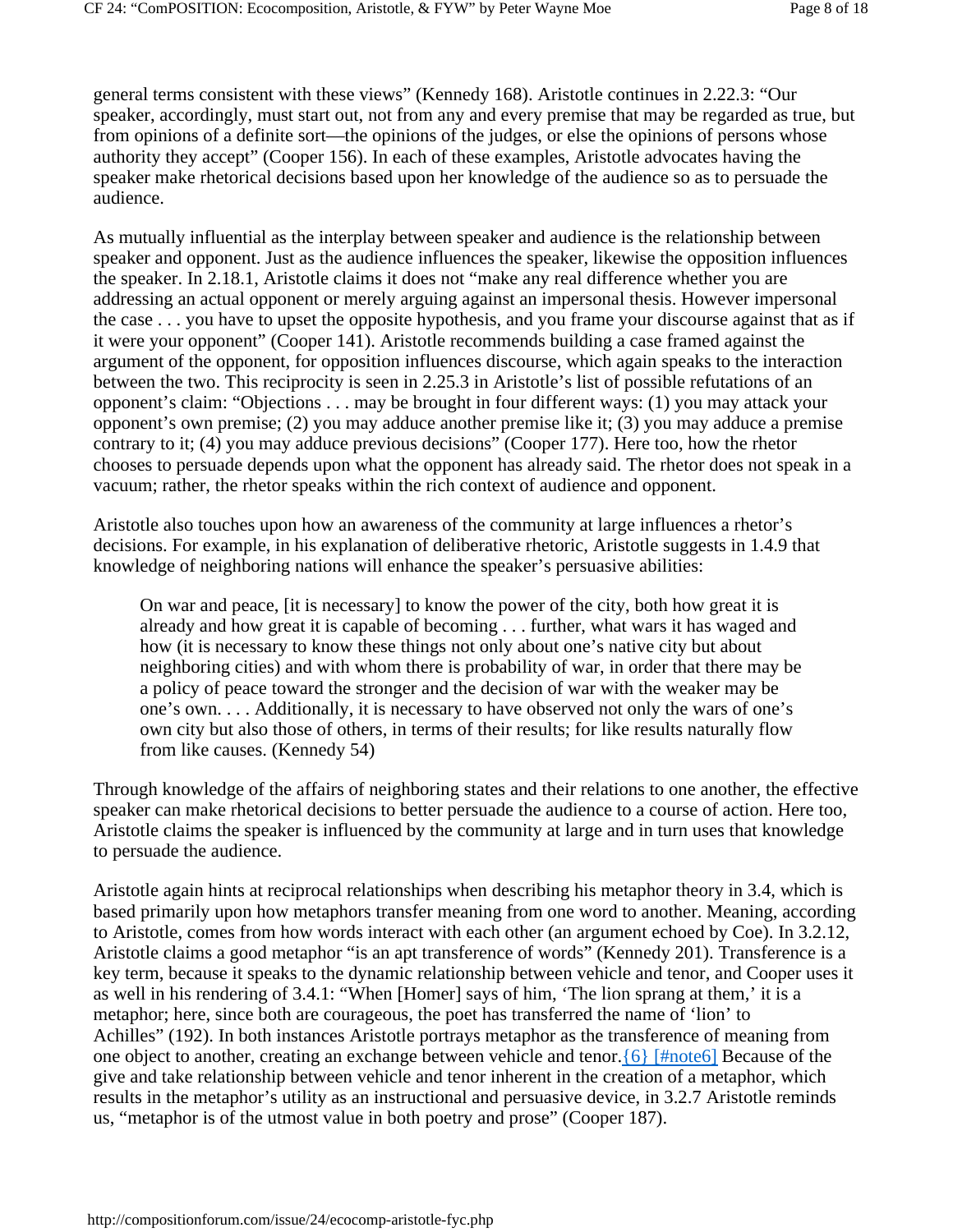general terms consistent with these views" (Kennedy 168). Aristotle continues in 2.22.3: "Our speaker, accordingly, must start out, not from any and every premise that may be regarded as true, but from opinions of a definite sort—the opinions of the judges, or else the opinions of persons whose authority they accept" (Cooper 156). In each of these examples, Aristotle advocates having the speaker make rhetorical decisions based upon her knowledge of the audience so as to persuade the audience.

As mutually influential as the interplay between speaker and audience is the relationship between speaker and opponent. Just as the audience influences the speaker, likewise the opposition influences the speaker. In 2.18.1, Aristotle claims it does not "make any real difference whether you are addressing an actual opponent or merely arguing against an impersonal thesis. However impersonal the case . . . you have to upset the opposite hypothesis, and you frame your discourse against that as if it were your opponent" (Cooper 141). Aristotle recommends building a case framed against the argument of the opponent, for opposition influences discourse, which again speaks to the interaction between the two. This reciprocity is seen in 2.25.3 in Aristotle's list of possible refutations of an opponent's claim: "Objections . . . may be brought in four different ways: (1) you may attack your opponent's own premise; (2) you may adduce another premise like it; (3) you may adduce a premise contrary to it; (4) you may adduce previous decisions" (Cooper 177). Here too, how the rhetor chooses to persuade depends upon what the opponent has already said. The rhetor does not speak in a vacuum; rather, the rhetor speaks within the rich context of audience and opponent.

Aristotle also touches upon how an awareness of the community at large influences a rhetor's decisions. For example, in his explanation of deliberative rhetoric, Aristotle suggests in 1.4.9 that knowledge of neighboring nations will enhance the speaker's persuasive abilities:

> On war and peace, [it is necessary] to know the power of the city, both how great it is already and how great it is capable of becoming . . . further, what wars it has waged and how (it is necessary to know these things not only about one's native city but about neighboring cities) and with whom there is probability of war, in order that there may be a policy of peace toward the stronger and the decision of war with the weaker may be one's own. . . . Additionally, it is necessary to have observed not only the wars of one's own city but also those of others, in terms of their results; for like results naturally flow from like causes. (Kennedy 54)

Through knowledge of the affairs of neighboring states and their relations to one another, the effective speaker can make rhetorical decisions to better persuade the audience to a course of action. Here too, Aristotle claims the speaker is influenced by the community at large and in turn uses that knowledge to persuade the audience.

Aristotle again hints at reciprocal relationships when describing his metaphor theory in 3.4, which is based primarily upon how metaphors transfer meaning from one word to another. Meaning, according to Aristotle, comes from how words interact with each other (an argument echoed by Coe). In 3.2.12, Aristotle claims a good metaphor "is an apt transference of words" (Kennedy 201). Transference is a key term, because it speaks to the dynamic relationship between vehicle and tenor, and Cooper uses it as well in his rendering of 3.4.1: "When [Homer] says of him, 'The lion sprang at them,' it is a metaphor; here, since both are courageous, the poet has transferred the name of 'lion' to Achilles" (192). In both instances Aristotle portrays metaphor as the transference of meaning from one object to another, creating an exchange between vehicle and tenor. {6} [#note6] Because of the give and take relationship between vehicle and tenor inherent in the creation of a metaphor, which results in the metaphor's utility as an instructional and persuasive device, in 3.2.7 Aristotle reminds us, "metaphor is of the utmost value in both poetry and prose" (Cooper 187).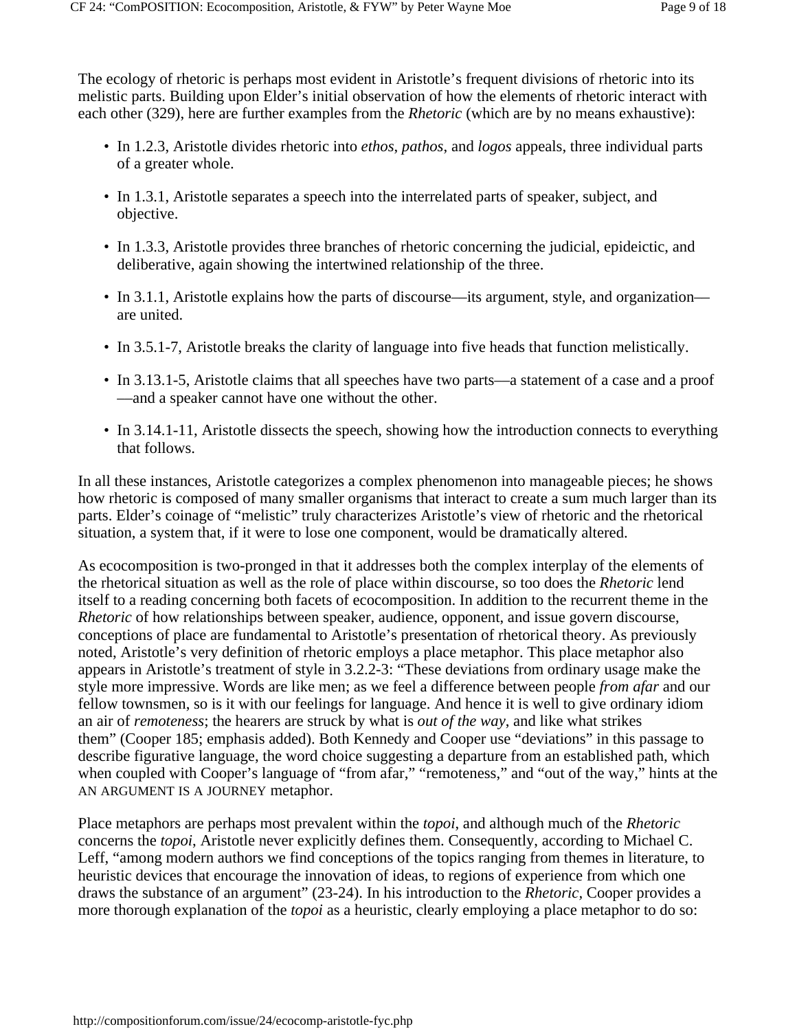The ecology of rhetoric is perhaps most evident in Aristotle's frequent divisions of rhetoric into its melistic parts. Building upon Elder's initial observation of how the elements of rhetoric interact with each other (329), here are further examples from the *Rhetoric* (which are by no means exhaustive):

- In 1.2.3, Aristotle divides rhetoric into *ethos*, *pathos*, and *logos* appeals, three individual parts of a greater whole.
- In 1.3.1, Aristotle separates a speech into the interrelated parts of speaker, subject, and objective.
- In 1.3.3, Aristotle provides three branches of rhetoric concerning the judicial, epideictic, and deliberative, again showing the intertwined relationship of the three.
- In 3.1.1, Aristotle explains how the parts of discourse—its argument, style, and organization—are united.
- In 3.5.1-7, Aristotle breaks the clarity of language into five heads that function melistically.
- In 3.13.1-5, Aristotle claims that all speeches have two parts—a statement of a case and a proof—and a speaker cannot have one without the other.
- In 3.14.1-11, Aristotle dissects the speech, showing how the introduction connects to everything that follows.

In all these instances, Aristotle categorizes a complex phenomenon into manageable pieces; he shows how rhetoric is composed of many smaller organisms that interact to create a sum much larger than its parts. Elder's coinage of "melistic" truly characterizes Aristotle's view of rhetoric and the rhetorical situation, a system that, if it were to lose one component, would be dramatically altered.

As ecocomposition is two-pronged in that it addresses both the complex interplay of the elements of the rhetorical situation as well as the role of place within discourse, so too does the *Rhetoric* lend itself to a reading concerning both facets of ecocomposition. In addition to the recurrent theme in the *Rhetoric* of how relationships between speaker, audience, opponent, and issue govern discourse, conceptions of place are fundamental to Aristotle's presentation of rhetorical theory. As previously noted, Aristotle's very definition of rhetoric employs a place metaphor. This place metaphor also appears in Aristotle's treatment of style in 3.2.2-3: "These deviations from ordinary usage make the style more impressive. Words are like men; as we feel a difference between people *from afar* and our fellow townsmen, so is it with our feelings for language. And hence it is well to give ordinary idiom an air of *remoteness*; the hearers are struck by what is *out of the way*, and like what strikes them" (Cooper 185; emphasis added). Both Kennedy and Cooper use "deviations" in this passage to describe figurative language, the word choice suggesting a departure from an established path, which when coupled with Cooper's language of "from afar," "remoteness," and "out of the way," hints at the AN ARGUMENT IS A JOURNEY metaphor.

Place metaphors are perhaps most prevalent within the *topoi*, and although much of the *Rhetoric* concerns the *topoi*, Aristotle never explicitly defines them. Consequently, according to Michael C. Leff, "among modern authors we find conceptions of the topics ranging from themes in literature, to heuristic devices that encourage the innovation of ideas, to regions of experience from which one draws the substance of an argument" (23-24). In his introduction to the *Rhetoric*, Cooper provides a more thorough explanation of the *topoi* as a heuristic, clearly employing a place metaphor to do so: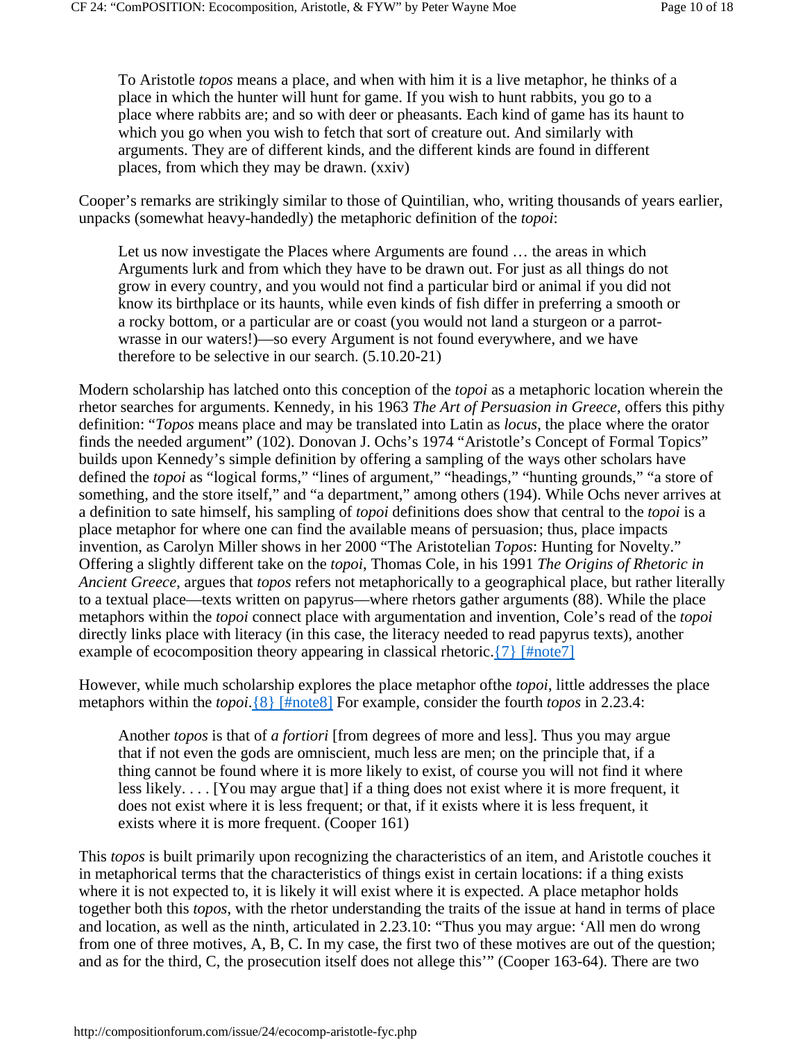> To Aristotle *topos* means a place, and when with him it is a live metaphor, he thinks of a place in which the hunter will hunt for game. If you wish to hunt rabbits, you go to a place where rabbits are; and so with deer or pheasants. Each kind of game has its haunt to which you go when you wish to fetch that sort of creature out. And similarly with arguments. They are of different kinds, and the different kinds are found in different places, from which they may be drawn. (xxiv)

Cooper's remarks are strikingly similar to those of Quintilian, who, writing thousands of years earlier, unpacks (somewhat heavy-handedly) the metaphoric definition of the *topoi*:

> Let us now investigate the Places where Arguments are found … the areas in which Arguments lurk and from which they have to be drawn out. For just as all things do not grow in every country, and you would not find a particular bird or animal if you did not know its birthplace or its haunts, while even kinds of fish differ in preferring a smooth or a rocky bottom, or a particular are or coast (you would not land a sturgeon or a parrot-wrasse in our waters!)—so every Argument is not found everywhere, and we have therefore to be selective in our search. (5.10.20-21)

Modern scholarship has latched onto this conception of the *topoi* as a metaphoric location wherein the rhetor searches for arguments. Kennedy, in his 1963 *The Art of Persuasion in Greece*, offers this pithy definition: "*Topos* means place and may be translated into Latin as *locus*, the place where the orator finds the needed argument" (102). Donovan J. Ochs's 1974 "Aristotle's Concept of Formal Topics" builds upon Kennedy's simple definition by offering a sampling of the ways other scholars have defined the *topoi* as "logical forms," "lines of argument," "headings," "hunting grounds," "a store of something, and the store itself," and "a department," among others (194). While Ochs never arrives at a definition to sate himself, his sampling of *topoi* definitions does show that central to the *topoi* is a place metaphor for where one can find the available means of persuasion; thus, place impacts invention, as Carolyn Miller shows in her 2000 "The Aristotelian *Topos*: Hunting for Novelty." Offering a slightly different take on the *topoi*, Thomas Cole, in his 1991 *The Origins of Rhetoric in Ancient Greece*, argues that *topos* refers not metaphorically to a geographical place, but rather literally to a textual place—texts written on papyrus—where rhetors gather arguments (88). While the place metaphors within the *topoi* connect place with argumentation and invention, Cole's read of the *topoi* directly links place with literacy (in this case, the literacy needed to read papyrus texts), another example of ecocomposition theory appearing in classical rhetoric.[{7} [#note7]](#note7)

However, while much scholarship explores the place metaphor ofthe *topoi*, little addresses the place metaphors within the *topoi*.[{8} [#note8]](#note8) For example, consider the fourth *topos* in 2.23.4:

> Another *topos* is that of *a fortiori* [from degrees of more and less]. Thus you may argue that if not even the gods are omniscient, much less are men; on the principle that, if a thing cannot be found where it is more likely to exist, of course you will not find it where less likely. . . . [You may argue that] if a thing does not exist where it is more frequent, it does not exist where it is less frequent; or that, if it exists where it is less frequent, it exists where it is more frequent. (Cooper 161)

This *topos* is built primarily upon recognizing the characteristics of an item, and Aristotle couches it in metaphorical terms that the characteristics of things exist in certain locations: if a thing exists where it is not expected to, it is likely it will exist where it is expected. A place metaphor holds together both this *topos*, with the rhetor understanding the traits of the issue at hand in terms of place and location, as well as the ninth, articulated in 2.23.10: "Thus you may argue: 'All men do wrong from one of three motives, A, B, C. In my case, the first two of these motives are out of the question; and as for the third, C, the prosecution itself does not allege this'" (Cooper 163-64). There are two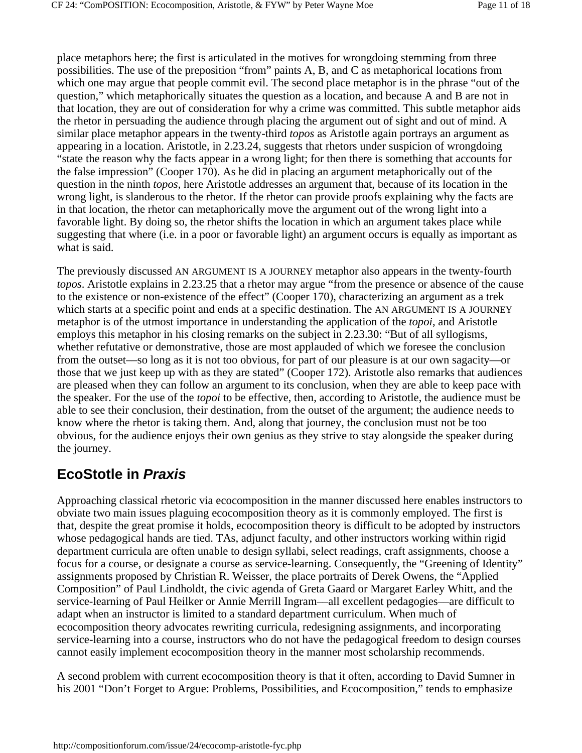place metaphors here; the first is articulated in the motives for wrongdoing stemming from three possibilities. The use of the preposition "from" paints A, B, and C as metaphorical locations from which one may argue that people commit evil. The second place metaphor is in the phrase "out of the question," which metaphorically situates the question as a location, and because A and B are not in that location, they are out of consideration for why a crime was committed. This subtle metaphor aids the rhetor in persuading the audience through placing the argument out of sight and out of mind. A similar place metaphor appears in the twenty-third *topos* as Aristotle again portrays an argument as appearing in a location. Aristotle, in 2.23.24, suggests that rhetors under suspicion of wrongdoing "state the reason why the facts appear in a wrong light; for then there is something that accounts for the false impression" (Cooper 170). As he did in placing an argument metaphorically out of the question in the ninth *topos*, here Aristotle addresses an argument that, because of its location in the wrong light, is slanderous to the rhetor. If the rhetor can provide proofs explaining why the facts are in that location, the rhetor can metaphorically move the argument out of the wrong light into a favorable light. By doing so, the rhetor shifts the location in which an argument takes place while suggesting that where (i.e. in a poor or favorable light) an argument occurs is equally as important as what is said.

The previously discussed AN ARGUMENT IS A JOURNEY metaphor also appears in the twenty-fourth *topos*. Aristotle explains in 2.23.25 that a rhetor may argue "from the presence or absence of the cause to the existence or non-existence of the effect" (Cooper 170), characterizing an argument as a trek which starts at a specific point and ends at a specific destination. The AN ARGUMENT IS A JOURNEY metaphor is of the utmost importance in understanding the application of the *topoi*, and Aristotle employs this metaphor in his closing remarks on the subject in 2.23.30: "But of all syllogisms, whether refutative or demonstrative, those are most applauded of which we foresee the conclusion from the outset—so long as it is not too obvious, for part of our pleasure is at our own sagacity—or those that we just keep up with as they are stated" (Cooper 172). Aristotle also remarks that audiences are pleased when they can follow an argument to its conclusion, when they are able to keep pace with the speaker. For the use of the *topoi* to be effective, then, according to Aristotle, the audience must be able to see their conclusion, their destination, from the outset of the argument; the audience needs to know where the rhetor is taking them. And, along that journey, the conclusion must not be too obvious, for the audience enjoys their own genius as they strive to stay alongside the speaker during the journey.

## EcoStotle in *Praxis*

Approaching classical rhetoric via ecocomposition in the manner discussed here enables instructors to obviate two main issues plaguing ecocomposition theory as it is commonly employed. The first is that, despite the great promise it holds, ecocomposition theory is difficult to be adopted by instructors whose pedagogical hands are tied. TAs, adjunct faculty, and other instructors working within rigid department curricula are often unable to design syllabi, select readings, craft assignments, choose a focus for a course, or designate a course as service-learning. Consequently, the "Greening of Identity" assignments proposed by Christian R. Weisser, the place portraits of Derek Owens, the "Applied Composition" of Paul Lindholdt, the civic agenda of Greta Gaard or Margaret Earley Whitt, and the service-learning of Paul Heilker or Annie Merrill Ingram—all excellent pedagogies—are difficult to adapt when an instructor is limited to a standard department curriculum. When much of ecocomposition theory advocates rewriting curricula, redesigning assignments, and incorporating service-learning into a course, instructors who do not have the pedagogical freedom to design courses cannot easily implement ecocomposition theory in the manner most scholarship recommends.

A second problem with current ecocomposition theory is that it often, according to David Sumner in his 2001 "Don't Forget to Argue: Problems, Possibilities, and Ecocomposition," tends to emphasize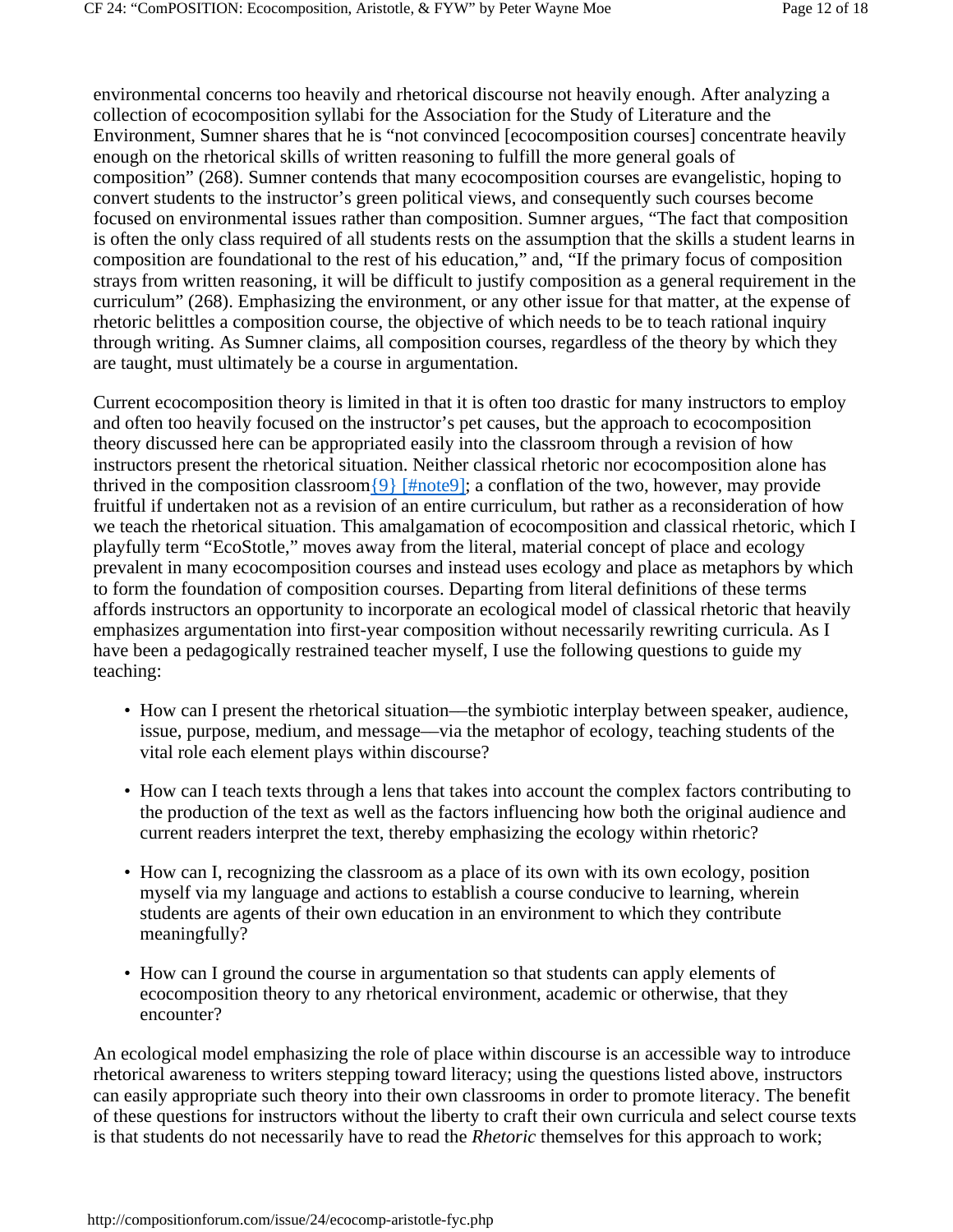environmental concerns too heavily and rhetorical discourse not heavily enough. After analyzing a collection of ecocomposition syllabi for the Association for the Study of Literature and the Environment, Sumner shares that he is "not convinced [ecocomposition courses] concentrate heavily enough on the rhetorical skills of written reasoning to fulfill the more general goals of composition" (268). Sumner contends that many ecocomposition courses are evangelistic, hoping to convert students to the instructor's green political views, and consequently such courses become focused on environmental issues rather than composition. Sumner argues, "The fact that composition is often the only class required of all students rests on the assumption that the skills a student learns in composition are foundational to the rest of his education," and, "If the primary focus of composition strays from written reasoning, it will be difficult to justify composition as a general requirement in the curriculum" (268). Emphasizing the environment, or any other issue for that matter, at the expense of rhetoric belittles a composition course, the objective of which needs to be to teach rational inquiry through writing. As Sumner claims, all composition courses, regardless of the theory by which they are taught, must ultimately be a course in argumentation.

Current ecocomposition theory is limited in that it is often too drastic for many instructors to employ and often too heavily focused on the instructor's pet causes, but the approach to ecocomposition theory discussed here can be appropriated easily into the classroom through a revision of how instructors present the rhetorical situation. Neither classical rhetoric nor ecocomposition alone has thrived in the composition classroom{9} [#note9]; a conflation of the two, however, may provide fruitful if undertaken not as a revision of an entire curriculum, but rather as a reconsideration of how we teach the rhetorical situation. This amalgamation of ecocomposition and classical rhetoric, which I playfully term "EcoStotle," moves away from the literal, material concept of place and ecology prevalent in many ecocomposition courses and instead uses ecology and place as metaphors by which to form the foundation of composition courses. Departing from literal definitions of these terms affords instructors an opportunity to incorporate an ecological model of classical rhetoric that heavily emphasizes argumentation into first-year composition without necessarily rewriting curricula. As I have been a pedagogically restrained teacher myself, I use the following questions to guide my teaching:

- How can I present the rhetorical situation—the symbiotic interplay between speaker, audience, issue, purpose, medium, and message—via the metaphor of ecology, teaching students of the vital role each element plays within discourse?
- How can I teach texts through a lens that takes into account the complex factors contributing to the production of the text as well as the factors influencing how both the original audience and current readers interpret the text, thereby emphasizing the ecology within rhetoric?
- How can I, recognizing the classroom as a place of its own with its own ecology, position myself via my language and actions to establish a course conducive to learning, wherein students are agents of their own education in an environment to which they contribute meaningfully?
- How can I ground the course in argumentation so that students can apply elements of ecocomposition theory to any rhetorical environment, academic or otherwise, that they encounter?

An ecological model emphasizing the role of place within discourse is an accessible way to introduce rhetorical awareness to writers stepping toward literacy; using the questions listed above, instructors can easily appropriate such theory into their own classrooms in order to promote literacy. The benefit of these questions for instructors without the liberty to craft their own curricula and select course texts is that students do not necessarily have to read the *Rhetoric* themselves for this approach to work;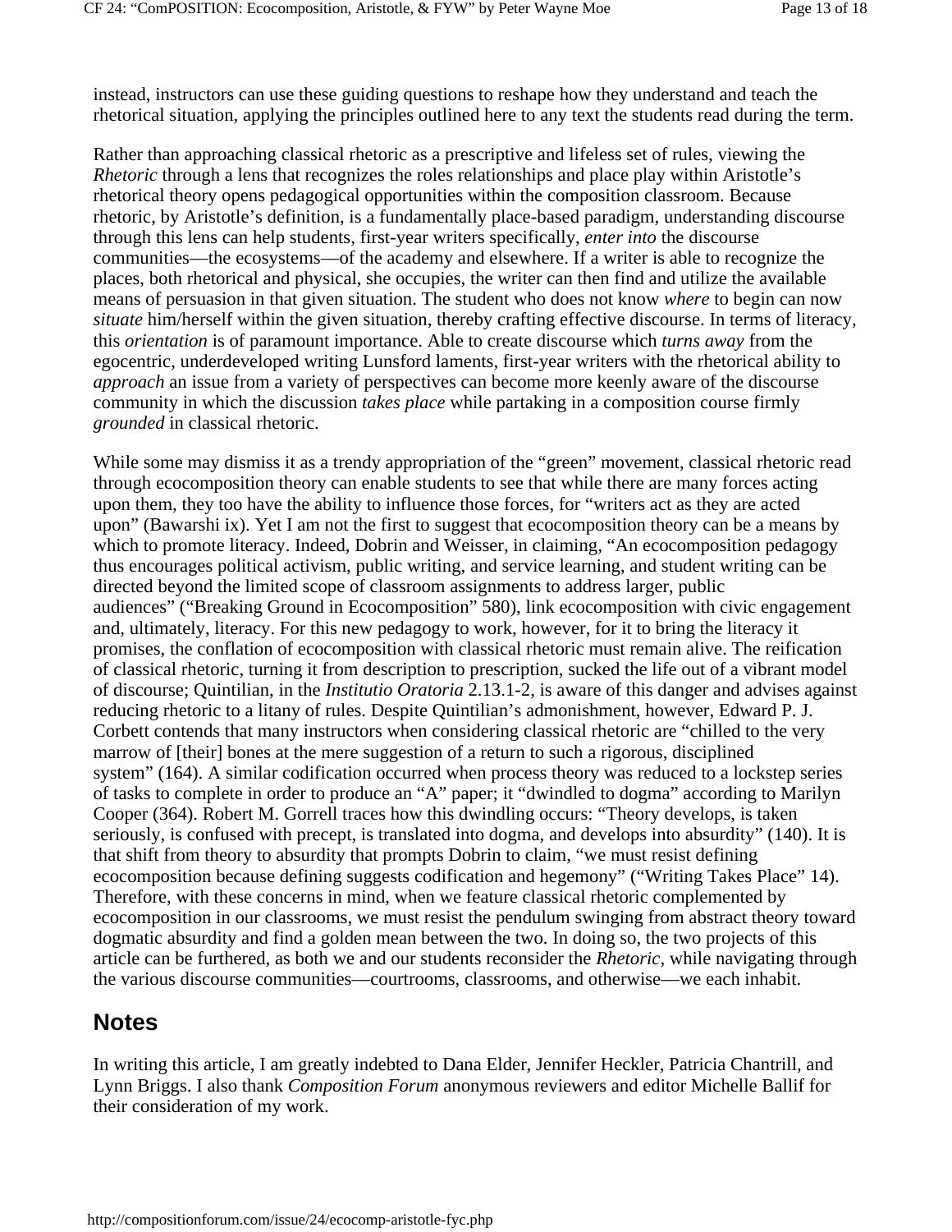instead, instructors can use these guiding questions to reshape how they understand and teach the rhetorical situation, applying the principles outlined here to any text the students read during the term.

Rather than approaching classical rhetoric as a prescriptive and lifeless set of rules, viewing the *Rhetoric* through a lens that recognizes the roles relationships and place play within Aristotle's rhetorical theory opens pedagogical opportunities within the composition classroom. Because rhetoric, by Aristotle's definition, is a fundamentally place-based paradigm, understanding discourse through this lens can help students, first-year writers specifically, *enter into* the discourse communities—the ecosystems—of the academy and elsewhere. If a writer is able to recognize the places, both rhetorical and physical, she occupies, the writer can then find and utilize the available means of persuasion in that given situation. The student who does not know *where* to begin can now *situate* him/herself within the given situation, thereby crafting effective discourse. In terms of literacy, this *orientation* is of paramount importance. Able to create discourse which *turns away* from the egocentric, underdeveloped writing Lunsford laments, first-year writers with the rhetorical ability to *approach* an issue from a variety of perspectives can become more keenly aware of the discourse community in which the discussion *takes place* while partaking in a composition course firmly *grounded* in classical rhetoric.

While some may dismiss it as a trendy appropriation of the "green" movement, classical rhetoric read through ecocomposition theory can enable students to see that while there are many forces acting upon them, they too have the ability to influence those forces, for "writers act as they are acted upon" (Bawarshi ix). Yet I am not the first to suggest that ecocomposition theory can be a means by which to promote literacy. Indeed, Dobrin and Weisser, in claiming, "An ecocomposition pedagogy thus encourages political activism, public writing, and service learning, and student writing can be directed beyond the limited scope of classroom assignments to address larger, public audiences" ("Breaking Ground in Ecocomposition" 580), link ecocomposition with civic engagement and, ultimately, literacy. For this new pedagogy to work, however, for it to bring the literacy it promises, the conflation of ecocomposition with classical rhetoric must remain alive. The reification of classical rhetoric, turning it from description to prescription, sucked the life out of a vibrant model of discourse; Quintilian, in the *Institutio Oratoria* 2.13.1-2, is aware of this danger and advises against reducing rhetoric to a litany of rules. Despite Quintilian's admonishment, however, Edward P. J. Corbett contends that many instructors when considering classical rhetoric are "chilled to the very marrow of [their] bones at the mere suggestion of a return to such a rigorous, disciplined system" (164). A similar codification occurred when process theory was reduced to a lockstep series of tasks to complete in order to produce an "A" paper; it "dwindled to dogma" according to Marilyn Cooper (364). Robert M. Gorrell traces how this dwindling occurs: "Theory develops, is taken seriously, is confused with precept, is translated into dogma, and develops into absurdity" (140). It is that shift from theory to absurdity that prompts Dobrin to claim, "we must resist defining ecocomposition because defining suggests codification and hegemony" ("Writing Takes Place" 14). Therefore, with these concerns in mind, when we feature classical rhetoric complemented by ecocomposition in our classrooms, we must resist the pendulum swinging from abstract theory toward dogmatic absurdity and find a golden mean between the two. In doing so, the two projects of this article can be furthered, as both we and our students reconsider the *Rhetoric*, while navigating through the various discourse communities—courtrooms, classrooms, and otherwise—we each inhabit.

## Notes

In writing this article, I am greatly indebted to Dana Elder, Jennifer Heckler, Patricia Chantrill, and Lynn Briggs. I also thank *Composition Forum* anonymous reviewers and editor Michelle Ballif for their consideration of my work.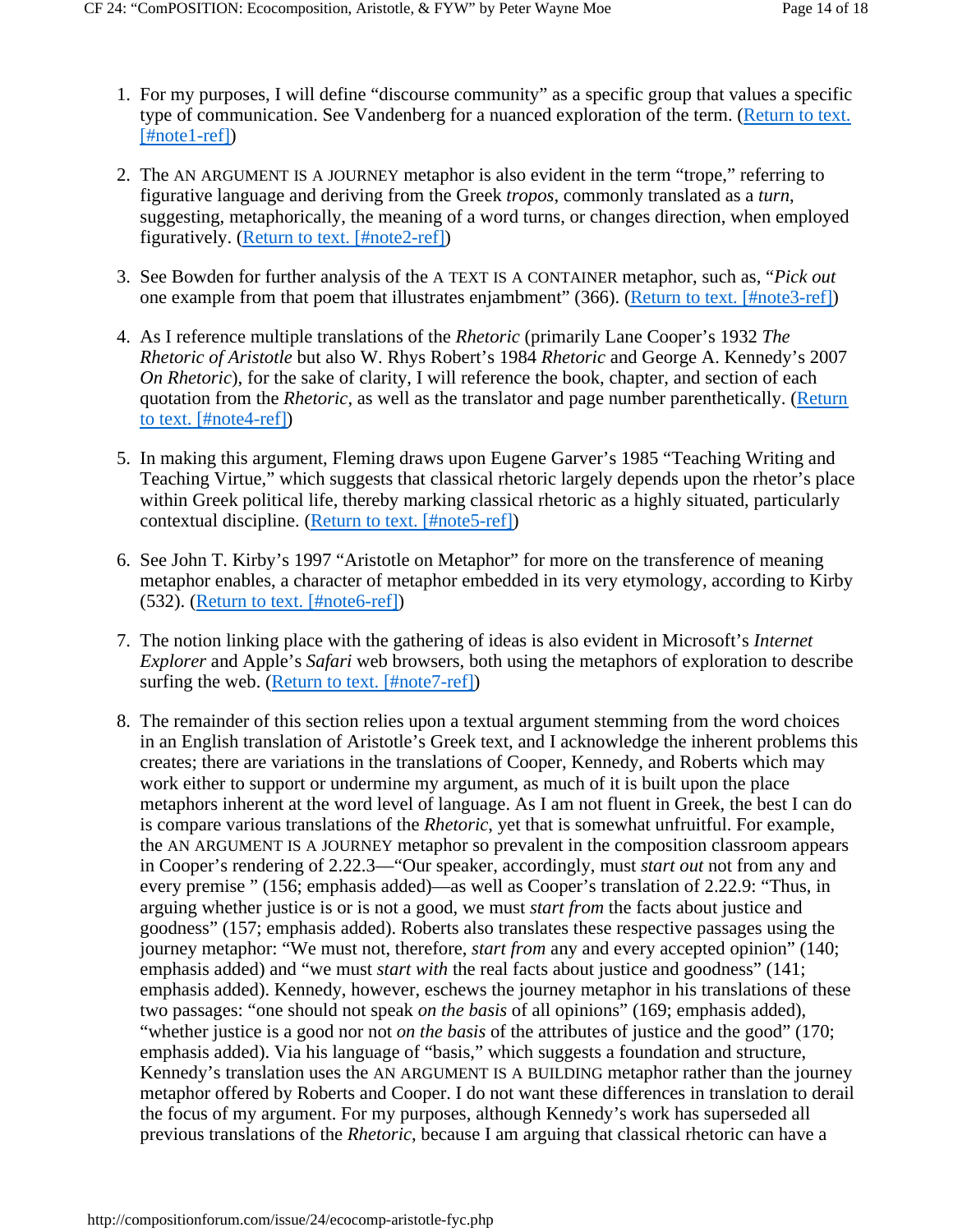1. For my purposes, I will define "discourse community" as a specific group that values a specific type of communication. See Vandenberg for a nuanced exploration of the term. ([Return to text. [#note1-ref]](#note1-ref))

2. The AN ARGUMENT IS A JOURNEY metaphor is also evident in the term "trope," referring to figurative language and deriving from the Greek *tropos*, commonly translated as a *turn*, suggesting, metaphorically, the meaning of a word turns, or changes direction, when employed figuratively. ([Return to text. [#note2-ref]](#note2-ref))

3. See Bowden for further analysis of the A TEXT IS A CONTAINER metaphor, such as, "*Pick out* one example from that poem that illustrates enjambment" (366). ([Return to text. [#note3-ref]](#note3-ref))

4. As I reference multiple translations of the *Rhetoric* (primarily Lane Cooper's 1932 *The Rhetoric of Aristotle* but also W. Rhys Robert's 1984 *Rhetoric* and George A. Kennedy's 2007 *On Rhetoric*), for the sake of clarity, I will reference the book, chapter, and section of each quotation from the *Rhetoric*, as well as the translator and page number parenthetically. ([Return to text. [#note4-ref]](#note4-ref))

5. In making this argument, Fleming draws upon Eugene Garver's 1985 "Teaching Writing and Teaching Virtue," which suggests that classical rhetoric largely depends upon the rhetor's place within Greek political life, thereby marking classical rhetoric as a highly situated, particularly contextual discipline. ([Return to text. [#note5-ref]](#note5-ref))

6. See John T. Kirby's 1997 "Aristotle on Metaphor" for more on the transference of meaning metaphor enables, a character of metaphor embedded in its very etymology, according to Kirby (532). ([Return to text. [#note6-ref]](#note6-ref))

7. The notion linking place with the gathering of ideas is also evident in Microsoft's *Internet Explorer* and Apple's *Safari* web browsers, both using the metaphors of exploration to describe surfing the web. ([Return to text. [#note7-ref]](#note7-ref))

8. The remainder of this section relies upon a textual argument stemming from the word choices in an English translation of Aristotle's Greek text, and I acknowledge the inherent problems this creates; there are variations in the translations of Cooper, Kennedy, and Roberts which may work either to support or undermine my argument, as much of it is built upon the place metaphors inherent at the word level of language. As I am not fluent in Greek, the best I can do is compare various translations of the *Rhetoric*, yet that is somewhat unfruitful. For example, the AN ARGUMENT IS A JOURNEY metaphor so prevalent in the composition classroom appears in Cooper's rendering of 2.22.3—"Our speaker, accordingly, must *start out* not from any and every premise " (156; emphasis added)—as well as Cooper's translation of 2.22.9: "Thus, in arguing whether justice is or is not a good, we must *start from* the facts about justice and goodness" (157; emphasis added). Roberts also translates these respective passages using the journey metaphor: "We must not, therefore, *start from* any and every accepted opinion" (140; emphasis added) and "we must *start with* the real facts about justice and goodness" (141; emphasis added). Kennedy, however, eschews the journey metaphor in his translations of these two passages: "one should not speak *on the basis* of all opinions" (169; emphasis added), "whether justice is a good nor not *on the basis* of the attributes of justice and the good" (170; emphasis added). Via his language of "basis," which suggests a foundation and structure, Kennedy's translation uses the AN ARGUMENT IS A BUILDING metaphor rather than the journey metaphor offered by Roberts and Cooper. I do not want these differences in translation to derail the focus of my argument. For my purposes, although Kennedy's work has superseded all previous translations of the *Rhetoric*, because I am arguing that classical rhetoric can have a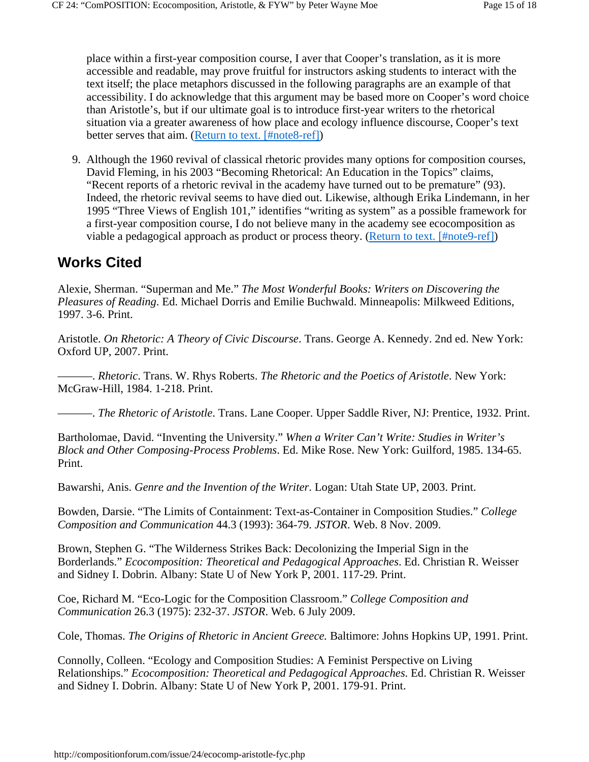place within a first-year composition course, I aver that Cooper's translation, as it is more accessible and readable, may prove fruitful for instructors asking students to interact with the text itself; the place metaphors discussed in the following paragraphs are an example of that accessibility. I do acknowledge that this argument may be based more on Cooper's word choice than Aristotle's, but if our ultimate goal is to introduce first-year writers to the rhetorical situation via a greater awareness of how place and ecology influence discourse, Cooper's text better serves that aim. (Return to text. [#note8-ref])

9. Although the 1960 revival of classical rhetoric provides many options for composition courses, David Fleming, in his 2003 "Becoming Rhetorical: An Education in the Topics" claims, "Recent reports of a rhetoric revival in the academy have turned out to be premature" (93). Indeed, the rhetoric revival seems to have died out. Likewise, although Erika Lindemann, in her 1995 "Three Views of English 101," identifies "writing as system" as a possible framework for a first-year composition course, I do not believe many in the academy see ecocomposition as viable a pedagogical approach as product or process theory. (Return to text. [#note9-ref])

## Works Cited

Alexie, Sherman. "Superman and Me." *The Most Wonderful Books: Writers on Discovering the Pleasures of Reading*. Ed. Michael Dorris and Emilie Buchwald. Minneapolis: Milkweed Editions, 1997. 3-6. Print.

Aristotle. *On Rhetoric: A Theory of Civic Discourse*. Trans. George A. Kennedy. 2nd ed. New York: Oxford UP, 2007. Print.

———. *Rhetoric*. Trans. W. Rhys Roberts. *The Rhetoric and the Poetics of Aristotle*. New York: McGraw-Hill, 1984. 1-218. Print.

———. *The Rhetoric of Aristotle*. Trans. Lane Cooper. Upper Saddle River, NJ: Prentice, 1932. Print.

Bartholomae, David. "Inventing the University." *When a Writer Can't Write: Studies in Writer's Block and Other Composing-Process Problems*. Ed. Mike Rose. New York: Guilford, 1985. 134-65. Print.

Bawarshi, Anis. *Genre and the Invention of the Writer*. Logan: Utah State UP, 2003. Print.

Bowden, Darsie. "The Limits of Containment: Text-as-Container in Composition Studies." *College Composition and Communication* 44.3 (1993): 364-79. *JSTOR*. Web. 8 Nov. 2009.

Brown, Stephen G. "The Wilderness Strikes Back: Decolonizing the Imperial Sign in the Borderlands." *Ecocomposition: Theoretical and Pedagogical Approaches*. Ed. Christian R. Weisser and Sidney I. Dobrin. Albany: State U of New York P, 2001. 117-29. Print.

Coe, Richard M. "Eco-Logic for the Composition Classroom." *College Composition and Communication* 26.3 (1975): 232-37. *JSTOR*. Web. 6 July 2009.

Cole, Thomas. *The Origins of Rhetoric in Ancient Greece.* Baltimore: Johns Hopkins UP, 1991. Print.

Connolly, Colleen. "Ecology and Composition Studies: A Feminist Perspective on Living Relationships." *Ecocomposition: Theoretical and Pedagogical Approaches*. Ed. Christian R. Weisser and Sidney I. Dobrin. Albany: State U of New York P, 2001. 179-91. Print.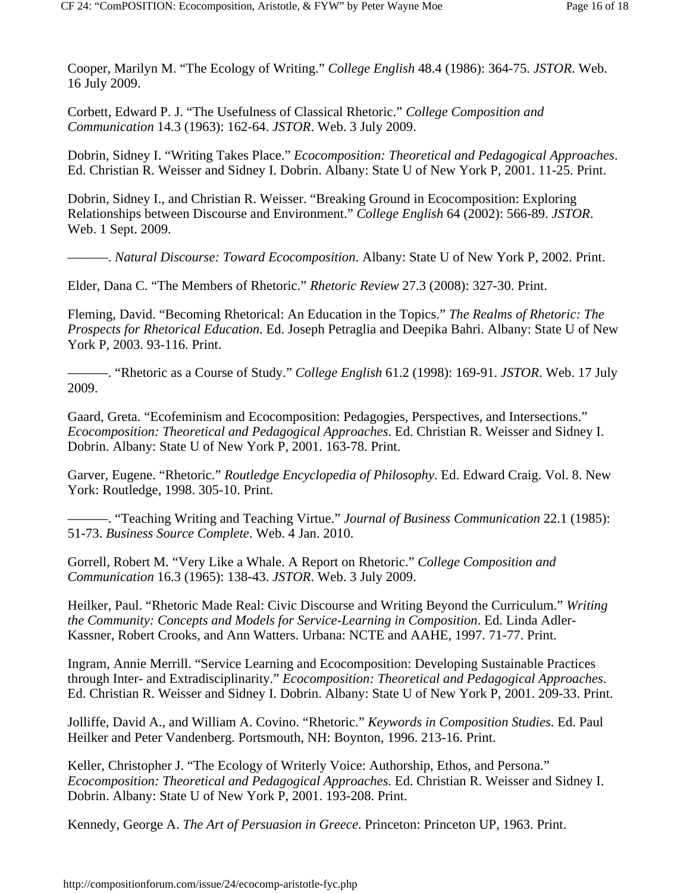Cooper, Marilyn M. “The Ecology of Writing.” *College English* 48.4 (1986): 364-75. *JSTOR*. Web. 16 July 2009.

Corbett, Edward P. J. “The Usefulness of Classical Rhetoric.” *College Composition and Communication* 14.3 (1963): 162-64. *JSTOR*. Web. 3 July 2009.

Dobrin, Sidney I. “Writing Takes Place.” *Ecocomposition: Theoretical and Pedagogical Approaches*. Ed. Christian R. Weisser and Sidney I. Dobrin. Albany: State U of New York P, 2001. 11-25. Print.

Dobrin, Sidney I., and Christian R. Weisser. “Breaking Ground in Ecocomposition: Exploring Relationships between Discourse and Environment.” *College English* 64 (2002): 566-89. *JSTOR*. Web. 1 Sept. 2009.

———. *Natural Discourse: Toward Ecocomposition*. Albany: State U of New York P, 2002. Print.

Elder, Dana C. “The Members of Rhetoric.” *Rhetoric Review* 27.3 (2008): 327-30. Print.

Fleming, David. “Becoming Rhetorical: An Education in the Topics.” *The Realms of Rhetoric: The Prospects for Rhetorical Education*. Ed. Joseph Petraglia and Deepika Bahri. Albany: State U of New York P, 2003. 93-116. Print.

———. “Rhetoric as a Course of Study.” *College English* 61.2 (1998): 169-91. *JSTOR*. Web. 17 July 2009.

Gaard, Greta. “Ecofeminism and Ecocomposition: Pedagogies, Perspectives, and Intersections.” *Ecocomposition: Theoretical and Pedagogical Approaches*. Ed. Christian R. Weisser and Sidney I. Dobrin. Albany: State U of New York P, 2001. 163-78. Print.

Garver, Eugene. “Rhetoric.” *Routledge Encyclopedia of Philosophy*. Ed. Edward Craig. Vol. 8. New York: Routledge, 1998. 305-10. Print.

———. “Teaching Writing and Teaching Virtue.” *Journal of Business Communication* 22.1 (1985): 51-73. *Business Source Complete*. Web. 4 Jan. 2010.

Gorrell, Robert M. “Very Like a Whale. A Report on Rhetoric.” *College Composition and Communication* 16.3 (1965): 138-43. *JSTOR*. Web. 3 July 2009.

Heilker, Paul. “Rhetoric Made Real: Civic Discourse and Writing Beyond the Curriculum.” *Writing the Community: Concepts and Models for Service-Learning in Composition*. Ed. Linda Adler-Kassner, Robert Crooks, and Ann Watters. Urbana: NCTE and AAHE, 1997. 71-77. Print.

Ingram, Annie Merrill. “Service Learning and Ecocomposition: Developing Sustainable Practices through Inter- and Extradisciplinarity.” *Ecocomposition: Theoretical and Pedagogical Approaches*. Ed. Christian R. Weisser and Sidney I. Dobrin. Albany: State U of New York P, 2001. 209-33. Print.

Jolliffe, David A., and William A. Covino. “Rhetoric.” *Keywords in Composition Studies*. Ed. Paul Heilker and Peter Vandenberg. Portsmouth, NH: Boynton, 1996. 213-16. Print.

Keller, Christopher J. “The Ecology of Writerly Voice: Authorship, Ethos, and Persona.” *Ecocomposition: Theoretical and Pedagogical Approaches*. Ed. Christian R. Weisser and Sidney I. Dobrin. Albany: State U of New York P, 2001. 193-208. Print.

Kennedy, George A. *The Art of Persuasion in Greece*. Princeton: Princeton UP, 1963. Print.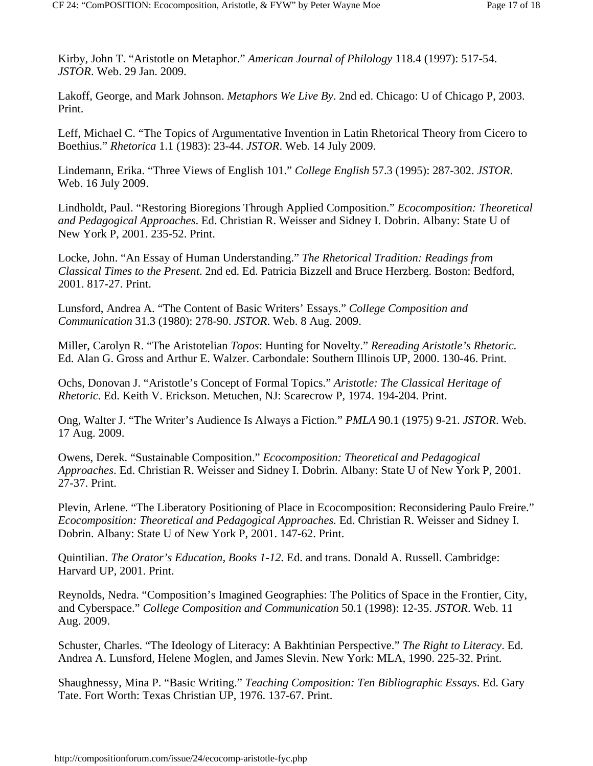Kirby, John T. "Aristotle on Metaphor." *American Journal of Philology* 118.4 (1997): 517-54. *JSTOR*. Web. 29 Jan. 2009.

Lakoff, George, and Mark Johnson. *Metaphors We Live By*. 2nd ed. Chicago: U of Chicago P, 2003. Print.

Leff, Michael C. "The Topics of Argumentative Invention in Latin Rhetorical Theory from Cicero to Boethius." *Rhetorica* 1.1 (1983): 23-44. *JSTOR*. Web. 14 July 2009.

Lindemann, Erika. "Three Views of English 101." *College English* 57.3 (1995): 287-302. *JSTOR*. Web. 16 July 2009.

Lindholdt, Paul. "Restoring Bioregions Through Applied Composition." *Ecocomposition: Theoretical and Pedagogical Approaches*. Ed. Christian R. Weisser and Sidney I. Dobrin. Albany: State U of New York P, 2001. 235-52. Print.

Locke, John. "An Essay of Human Understanding." *The Rhetorical Tradition: Readings from Classical Times to the Present*. 2nd ed. Ed. Patricia Bizzell and Bruce Herzberg. Boston: Bedford, 2001. 817-27. Print.

Lunsford, Andrea A. "The Content of Basic Writers' Essays." *College Composition and Communication* 31.3 (1980): 278-90. *JSTOR*. Web. 8 Aug. 2009.

Miller, Carolyn R. "The Aristotelian *Topos*: Hunting for Novelty." *Rereading Aristotle's Rhetoric*. Ed. Alan G. Gross and Arthur E. Walzer. Carbondale: Southern Illinois UP, 2000. 130-46. Print.

Ochs, Donovan J. "Aristotle's Concept of Formal Topics." *Aristotle: The Classical Heritage of Rhetoric*. Ed. Keith V. Erickson. Metuchen, NJ: Scarecrow P, 1974. 194-204. Print.

Ong, Walter J. "The Writer's Audience Is Always a Fiction." *PMLA* 90.1 (1975) 9-21. *JSTOR*. Web. 17 Aug. 2009.

Owens, Derek. "Sustainable Composition." *Ecocomposition: Theoretical and Pedagogical Approaches*. Ed. Christian R. Weisser and Sidney I. Dobrin. Albany: State U of New York P, 2001. 27-37. Print.

Plevin, Arlene. "The Liberatory Positioning of Place in Ecocomposition: Reconsidering Paulo Freire." *Ecocomposition: Theoretical and Pedagogical Approaches.* Ed. Christian R. Weisser and Sidney I. Dobrin. Albany: State U of New York P, 2001. 147-62. Print.

Quintilian. *The Orator's Education, Books 1-12.* Ed. and trans. Donald A. Russell. Cambridge: Harvard UP, 2001. Print.

Reynolds, Nedra. "Composition's Imagined Geographies: The Politics of Space in the Frontier, City, and Cyberspace." *College Composition and Communication* 50.1 (1998): 12-35. *JSTOR*. Web. 11 Aug. 2009.

Schuster, Charles. "The Ideology of Literacy: A Bakhtinian Perspective." *The Right to Literacy*. Ed. Andrea A. Lunsford, Helene Moglen, and James Slevin. New York: MLA, 1990. 225-32. Print.

Shaughnessy, Mina P. "Basic Writing." *Teaching Composition: Ten Bibliographic Essays*. Ed. Gary Tate. Fort Worth: Texas Christian UP, 1976. 137-67. Print.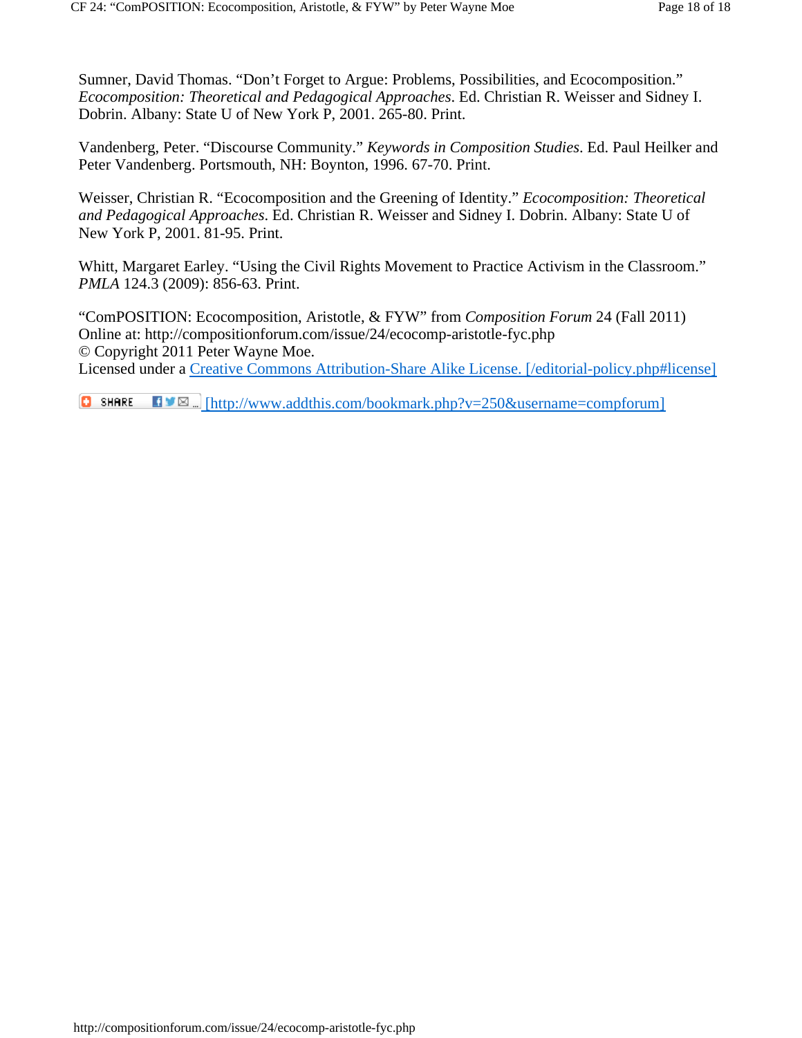Sumner, David Thomas. “Don’t Forget to Argue: Problems, Possibilities, and Ecocomposition.” *Ecocomposition: Theoretical and Pedagogical Approaches*. Ed. Christian R. Weisser and Sidney I. Dobrin. Albany: State U of New York P, 2001. 265-80. Print.

Vandenberg, Peter. “Discourse Community.” *Keywords in Composition Studies*. Ed. Paul Heilker and Peter Vandenberg. Portsmouth, NH: Boynton, 1996. 67-70. Print.

Weisser, Christian R. “Ecocomposition and the Greening of Identity.” *Ecocomposition: Theoretical and Pedagogical Approaches*. Ed. Christian R. Weisser and Sidney I. Dobrin. Albany: State U of New York P, 2001. 81-95. Print.

Whitt, Margaret Earley. “Using the Civil Rights Movement to Practice Activism in the Classroom.” *PMLA* 124.3 (2009): 856-63. Print.

“ComPOSITION: Ecocomposition, Aristotle, & FYW” from *Composition Forum* 24 (Fall 2011)
Online at: http://compositionforum.com/issue/24/ecocomp-aristotle-fyc.php
© Copyright 2011 Peter Wayne Moe.
Licensed under a Creative Commons Attribution-Share Alike License. [/editorial-policy.php#license]

SHARE [http://www.addthis.com/bookmark.php?v=250&username=compforum]